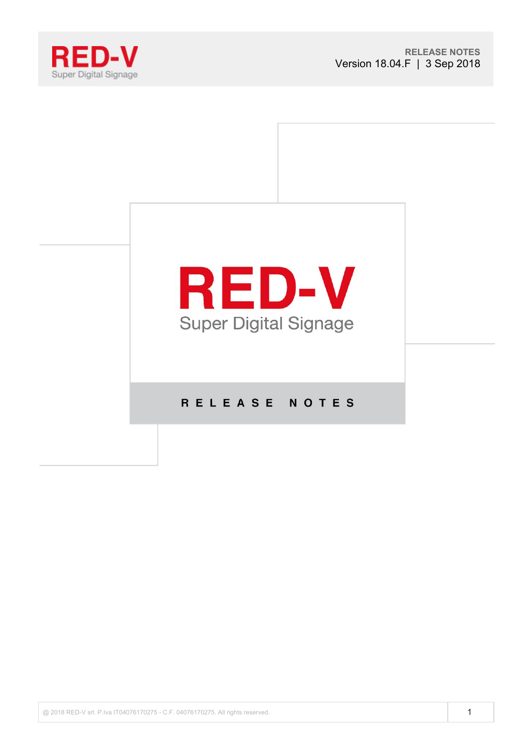RED-V
Super Digital Signage

RELEASE NOTES
Version 18.04.F | 3 Sep 2018

# RED-V

Super Digital Signage

## RELEASE NOTES

@ 2018 RED-V srl. P.Iva IT04076170275 - C.F. 04076170275. All rights reserved.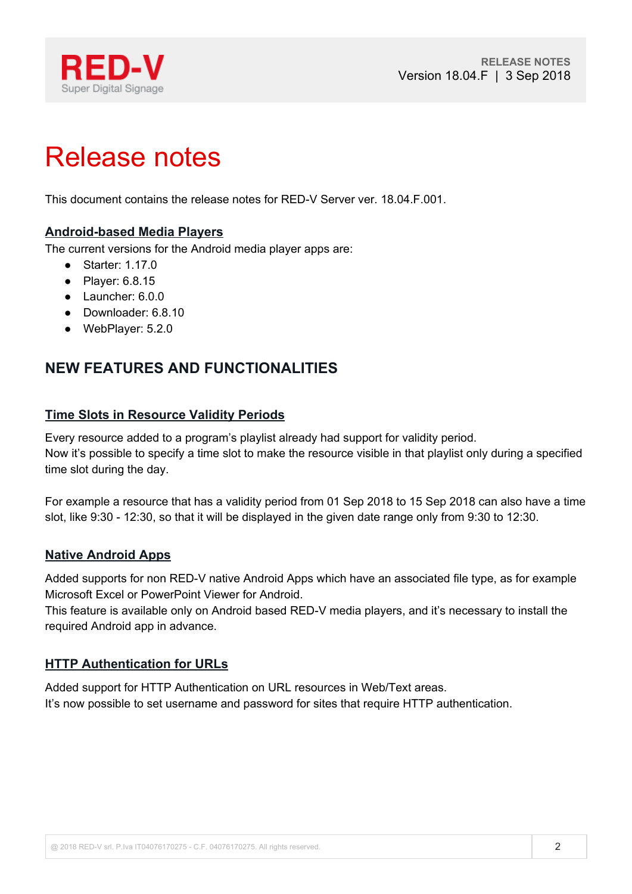# Release notes

This document contains the release notes for RED-V Server ver. 18.04.F.001.

**Android-based Media Players**

The current versions for the Android media player apps are:

- Starter: 1.17.0
- Player: 6.8.15
- Launcher: 6.0.0
- Downloader: 6.8.10
- WebPlayer: 5.2.0

## NEW FEATURES AND FUNCTIONALITIES

### Time Slots in Resource Validity Periods

Every resource added to a program's playlist already had support for validity period.
Now it's possible to specify a time slot to make the resource visible in that playlist only during a specified time slot during the day.

For example a resource that has a validity period from 01 Sep 2018 to 15 Sep 2018 can also have a time slot, like 9:30 - 12:30, so that it will be displayed in the given date range only from 9:30 to 12:30.

### Native Android Apps

Added supports for non RED-V native Android Apps which have an associated file type, as for example Microsoft Excel or PowerPoint Viewer for Android.
This feature is available only on Android based RED-V media players, and it's necessary to install the required Android app in advance.

### HTTP Authentication for URLs

Added support for HTTP Authentication on URL resources in Web/Text areas.
It's now possible to set username and password for sites that require HTTP authentication.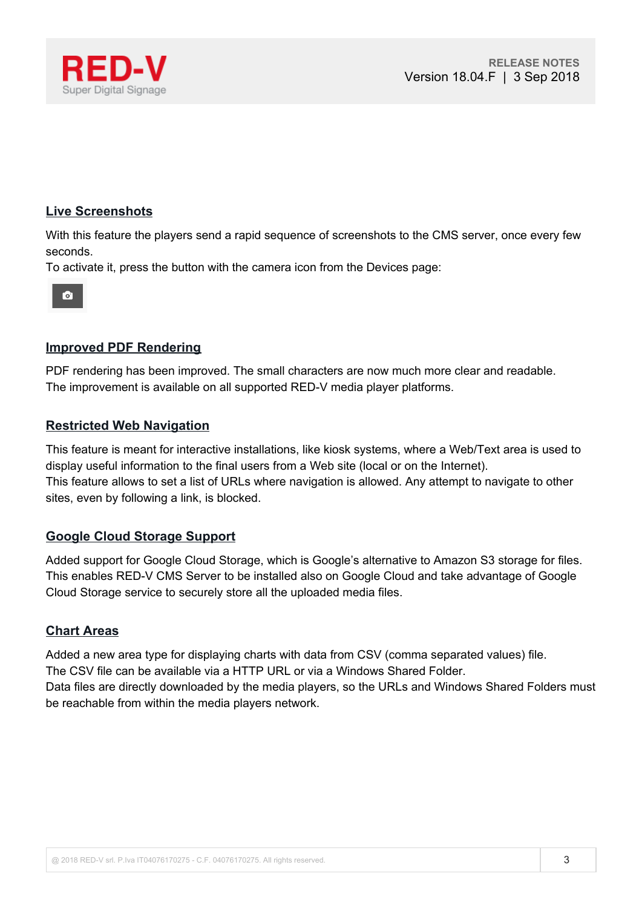## Live Screenshots

With this feature the players send a rapid sequence of screenshots to the CMS server, once every few seconds.
To activate it, press the button with the camera icon from the Devices page:

## Improved PDF Rendering

PDF rendering has been improved. The small characters are now much more clear and readable.
The improvement is available on all supported RED-V media player platforms.

## Restricted Web Navigation

This feature is meant for interactive installations, like kiosk systems, where a Web/Text area is used to display useful information to the final users from a Web site (local or on the Internet).
This feature allows to set a list of URLs where navigation is allowed. Any attempt to navigate to other sites, even by following a link, is blocked.

## Google Cloud Storage Support

Added support for Google Cloud Storage, which is Google's alternative to Amazon S3 storage for files.
This enables RED-V CMS Server to be installed also on Google Cloud and take advantage of Google Cloud Storage service to securely store all the uploaded media files.

## Chart Areas

Added a new area type for displaying charts with data from CSV (comma separated values) file.
The CSV file can be available via a HTTP URL or via a Windows Shared Folder.
Data files are directly downloaded by the media players, so the URLs and Windows Shared Folders must be reachable from within the media players network.